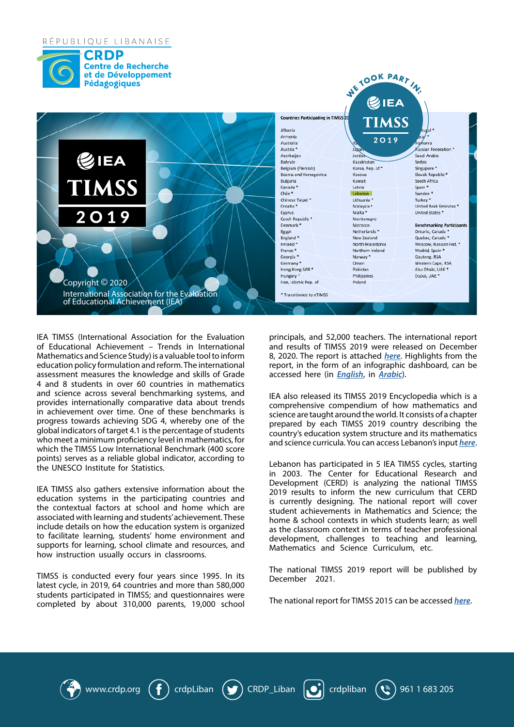RÉPUBLIQUE LIBANAISE

**CRDP**
**Centre de Recherche et de Développement Pédagogiques**

IEA TIMSS 2019

WE TOOK PART IN: IEA TIMSS 2019

Copyright © 2020
International Association for the Evaluation of Educational Achievement (IEA)

**Countries Participating in TIMSS 2019**

| | | |
|---|---|---|
| Albania | Italy | Portugal * |
| Armenia | Japan | Qatar * |
| Australia | Jordan | Romania |
| Austria * | Kazakhstan | Russian Federation * |
| Azerbaijan | Korea, Rep. of * | Saudi Arabia |
| Bahrain | Kosovo | Serbia |
| Belgium (Flemish) | Kuwait | Singapore * |
| Bosnia and Herzegovina | Latvia | Slovak Republic * |
| Bulgaria | Lebanon | South Africa |
| Canada * | Lithuania * | Spain * |
| Chile * | Malaysia * | Sweden * |
| Chinese Taipei * | Malta * | Turkey * |
| Croatia * | Montenegro | United Arab Emirates * |
| Cyprus | Morocco | United States * |
| Czech Republic * | Netherlands * | |
| Denmark * | New Zealand | **Benchmarking Participants** |
| Egypt | North Macedonia | Ontario, Canada * |
| England * | Northern Ireland | Quebec, Canada * |
| Finland * | Norway * | Moscow, Russian Fed. * |
| France * | Oman | Madrid, Spain * |
| Georgia * | Pakistan | Gauteng, RSA |
| Germany * | Philippines | Western Cape, RSA |
| Hong Kong SAR * | Poland | Abu Dhabi, UAE * |
| Hungary * | | Dubai, UAE * |
| Iran, Islamic Rep. of | | |

* Transitioned to eTIMSS

IEA TIMSS (International Association for the Evaluation of Educational Achievement – Trends in International Mathematics and Science Study) is a valuable tool to inform education policy formulation and reform. The international assessment measures the knowledge and skills of Grade 4 and 8 students in over 60 countries in mathematics and science across several benchmarking systems, and provides internationally comparative data about trends in achievement over time. One of these benchmarks is progress towards achieving SDG 4, whereby one of the global indicators of target 4.1 is the percentage of students who meet a minimum proficiency level in mathematics, for which the TIMSS Low International Benchmark (400 score points) serves as a reliable global indicator, according to the UNESCO Institute for Statistics.

IEA TIMSS also gathers extensive information about the education systems in the participating countries and the contextual factors at school and home which are associated with learning and students' achievement. These include details on how the education system is organized to facilitate learning, students' home environment and supports for learning, school climate and resources, and how instruction usually occurs in classrooms.

TIMSS is conducted every four years since 1995. In its latest cycle, in 2019, 64 countries and more than 580,000 students participated in TIMSS; and questionnaires were completed by about 310,000 parents, 19,000 school principals, and 52,000 teachers. The international report and results of TIMSS 2019 were released on December 8, 2020. The report is attached ***here***. Highlights from the report, in the form of an infographic dashboard, can be accessed here (in ***English***, in ***Arabic***).

IEA also released its TIMSS 2019 Encyclopedia which is a comprehensive compendium of how mathematics and science are taught around the world. It consists of a chapter prepared by each TIMSS 2019 country describing the country's education system structure and its mathematics and science curricula. You can access Lebanon's input ***here***.

Lebanon has participated in 5 IEA TIMSS cycles, starting in 2003. The Center for Educational Research and Development (CERD) is analyzing the national TIMSS 2019 results to inform the new curriculum that CERD is currently designing. The national report will cover student achievements in Mathematics and Science; the home & school contexts in which students learn; as well as the classroom context in terms of teacher professional development, challenges to teaching and learning, Mathematics and Science Curriculum, etc.

The national TIMSS 2019 report will be published by December 2021.

The national report for TIMSS 2015 can be accessed ***here***.

www.crdp.org | crdpLiban | CRDP_Liban | crdpliban | 961 1 683 205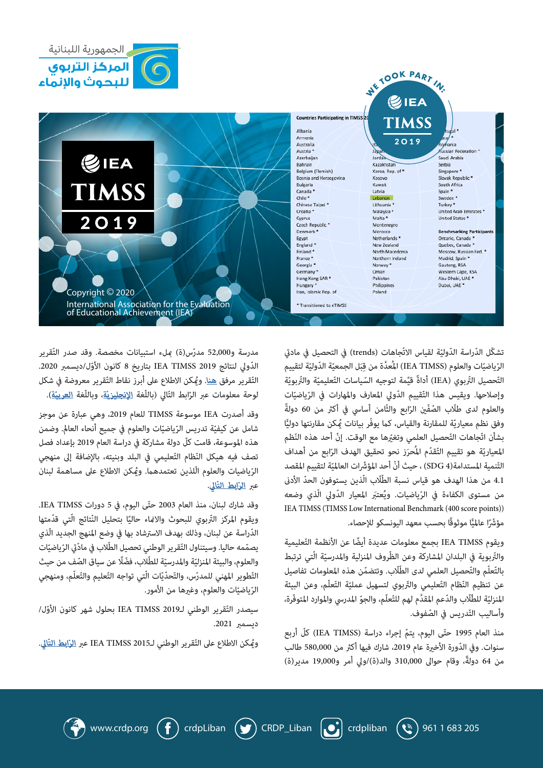الجمهورية اللبنانية

المركز التربوي للبحوث والإنماء

IEA TIMSS 2019

Copyright © 2020
International Association for the Evaluation of Educational Achievement (IEA)

WE TOOK PART IN: IEA TIMSS 2019

Countries Participating in TIMSS 2019

Albania
Armenia
Australia
Austria *
Azerbaijan
Bahrain
Belgium (Flemish)
Bosnia and Herzegovina
Bulgaria
Canada *
Chile *
Chinese Taipei *
Croatia *
Cyprus
Czech Republic *
Denmark *
Egypt
England *
Finland *
France *
Georgia *
Germany *
Hong Kong SAR *
Hungary *
Iran, Islamic Rep. of
Japan
Jordan
Kazakhstan
Korea, Rep. of *
Kosovo
Kuwait
Latvia
Lebanon
Lithuania *
Malaysia *
Malta *
Montenegro
Morocco
Netherlands *
New Zealand
North Macedonia
Northern Ireland
Norway *
Oman
Pakistan
Philippines
Poland
Portugal *
Qatar *
Romania
Russian Federation *
Saudi Arabia
Serbia
Singapore *
Slovak Republic *
South Africa
Spain *
Sweden *
Turkey *
United Arab Emirates *
United States *

Benchmarking Participants
Ontario, Canada *
Quebec, Canada *
Moscow, Russian Fed. *
Madrid, Spain *
Gauteng, RSA
Western Cape, RSA
Abu Dhabi, UAE *
Dubai, UAE *

* Transitioned to eTIMSS

تشكّل الدّراسة الدّوليّة لقياس الاتّجاهات (trends) في التحصيل في مادتي الرّياضيّات والعلوم (IEA TIMSS) المُعدّة من قِبَل الجمعيّة الدّوليّة لتقييم التّحصيل التربوي (IEA) أداةً قيّمة لتوجيه السّياسات التّعليميّة والتّربويّة وإصلاحها. ويقيس هذا التّقييم الدّولي المعارف والمهارات في الرّياضيّات والعلوم لدى طلّاب الصّفّين الرّابع والثّامن أساسي في أكثر من 60 دولةً وفق نظم معياريّة للمقارنة والقياس، كما يوفّر بيانات يُمكن مقارنتها دوليًّا بشأن اتّجاهات التّحصيل العلمي وتغيّرها مع الوقت. إنّ أحد هذه النّظم المعياريّة هو تقييم التّقدّم المُحرَز نحو تحقيق الهدف الرّابع من أهداف التّنمية المستدامة(SDG 4) ، حيث أنّ أحد المؤشّرات العالميّة لتقييم المقصد 4.1 من هذا الهدف هو قياس نسبة الطّلّاب الّذين يستوفون الحدّ الأدنى من مستوى الكفاءة في الرّياضيات. ويُعتبَر المعيار الدّولي الّذي وضعه IEA TIMSS (TIMSS Low International Benchmark (400 score points)) مؤشّرًا عالميًّا موثوقًا بحسب معهد اليونسكو للإحصاء.

ويقوم IEA TIMSS بجمع معلومات عديدة أيضًا عن الأنظمة التّعليمية والتّربوية في البلدان المشاركة وعن الظّروف المنزلية والمدرسيّة الّتي ترتبط بالتّعلّم والتّحصيل العلمي لدى الطّلّاب. وتتضمّن هذه المعلومات تفاصيل عن تنظيم النّظام التّعليمي والتّربوي لتسهيل عمليّة التّعلّم، وعن البيئة المنزليّة للطّلّاب والدّعم المقدّم لهم للتّعلّم، والجوّ المدرسي والموارد المتوفّرة، وأساليب التّدريس في الصّفوف.

منذ العام 1995 حتّى اليوم، يتمّ إجراء دراسة (IEA TIMSS) كلّ أربع سنوات. وفي الدّورة الأخيرة عام 2019، شارك فيها أكثر من 580,000 طالب من 64 دولةً، وقام حوالي 310,000 والد(ة)/وليّ أمر و19,000 مدير(ة) مدرسة و52,000 مدرّس(ة) بملء استبيانات مخصصة. وقد صدر التّقرير الدّولي لنتائج IEA TIMSS 2019 بتاريخ 8 كانون الأوّل/ديسمبر 2020. التّقرير مرفق هنا. ويُمكن الاطلاع على أبرز نقاط التّقرير معروضة في شكل لوحة معلومات عبر الرّابط التّالي (باللّغة الإنجليزيّة، وباللّغة العربيّة).

وقد أصدرت IEA موسوعة TIMSS للعام 2019، وهي عبارة عن موجز شامل عن كيفيّة تدريس الرّياضيّات والعلوم في جميع أنحاء العالم. وضمن هذه الموسوعة، قامت كلّ دولة مشاركة في دراسة العام 2019 بإعداد فصل تصف فيه هيكل النّظام التّعليمي في البلد وبنيته، بالإضافة إلى منهجي الرّياضيات والعلوم اللّذين تعتمدهما. ويُمكن الاطلاع على مساهمة لبنان عبر الرّابط التّالي.

وقد شارك لبنان، منذ العام 2003 حتّى اليوم، في 5 دورات IEA TIMSS. ويقوم المركز التّربوي للبحوث والانماء حاليًا بتحليل النّتائج الّتي قدّمتها الدّراسة عن لبنان، وذلك بهدف الاسترشاد بها في وضع المنهج الجديد الّذي يصمّمه حاليا. وسيتناول التّقرير الوطني تحصيل الطّلّاب في مادّتي الرّياضيّات والعلوم، والبيئة المنزليّة والمدرسيّة للطّلاب، فضّلًا عن سياق الصّف من حيث التّطوير المهني للمدرّس، والتّحدّيات الّتي تواجه التّعليم والتّعلّم، ومنهجي الرّياضيّات والعلوم، وغيرها من الأمور.

سيصدر التّقرير الوطني لـIEA TIMSS 2019 بحلول شهر كانون الأوّل/ديسمبر 2021.

ويُمكن الاطلاع على التّقرير الوطني لـIEA TIMSS 2015 عبر الرّابط التّالي.

www.crdp.org | crdpLiban | CRDP_Liban | crdpliban | 961 1 683 205